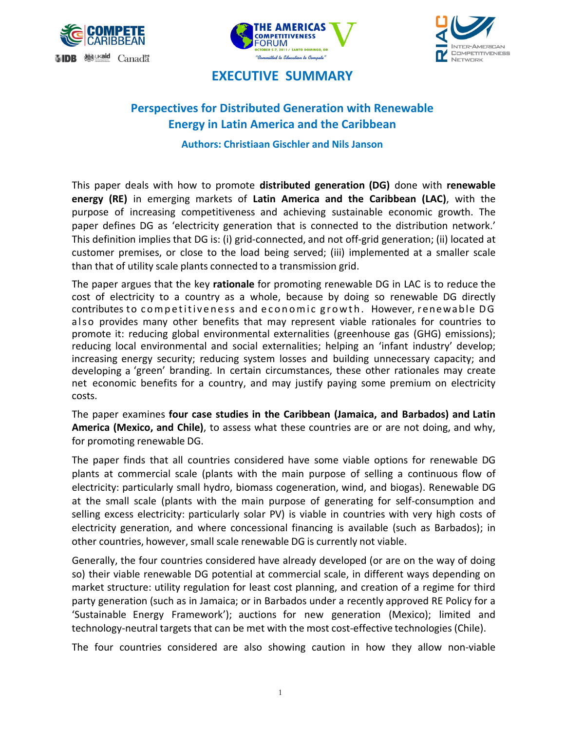# EXECUTIVE SUMMARY

## Perspectives for Distributed Generation with Renewable Energy in Latin America and the Caribbean

### Authors: Christiaan Gischler and Nils Janson

This paper deals with how to promote **distributed generation (DG)** done with **renewable energy (RE)** in emerging markets of **Latin America and the Caribbean (LAC)**, with the purpose of increasing competitiveness and achieving sustainable economic growth. The paper defines DG as 'electricity generation that is connected to the distribution network.' This definition implies that DG is: (i) grid-connected, and not off-grid generation; (ii) located at customer premises, or close to the load being served; (iii) implemented at a smaller scale than that of utility scale plants connected to a transmission grid.

The paper argues that the key **rationale** for promoting renewable DG in LAC is to reduce the cost of electricity to a country as a whole, because by doing so renewable DG directly contributes to competitiveness and economic growth. However, renewable DG also provides many other benefits that may represent viable rationales for countries to promote it: reducing global environmental externalities (greenhouse gas (GHG) emissions); reducing local environmental and social externalities; helping an 'infant industry' develop; increasing energy security; reducing system losses and building unnecessary capacity; and developing a 'green' branding. In certain circumstances, these other rationales may create net economic benefits for a country, and may justify paying some premium on electricity costs.

The paper examines **four case studies in the Caribbean (Jamaica, and Barbados) and Latin America (Mexico, and Chile)**, to assess what these countries are or are not doing, and why, for promoting renewable DG.

The paper finds that all countries considered have some viable options for renewable DG plants at commercial scale (plants with the main purpose of selling a continuous flow of electricity: particularly small hydro, biomass cogeneration, wind, and biogas). Renewable DG at the small scale (plants with the main purpose of generating for self-consumption and selling excess electricity: particularly solar PV) is viable in countries with very high costs of electricity generation, and where concessional financing is available (such as Barbados); in other countries, however, small scale renewable DG is currently not viable.

Generally, the four countries considered have already developed (or are on the way of doing so) their viable renewable DG potential at commercial scale, in different ways depending on market structure: utility regulation for least cost planning, and creation of a regime for third party generation (such as in Jamaica; or in Barbados under a recently approved RE Policy for a 'Sustainable Energy Framework'); auctions for new generation (Mexico); limited and technology-neutral targets that can be met with the most cost-effective technologies (Chile).

The four countries considered are also showing caution in how they allow non-viable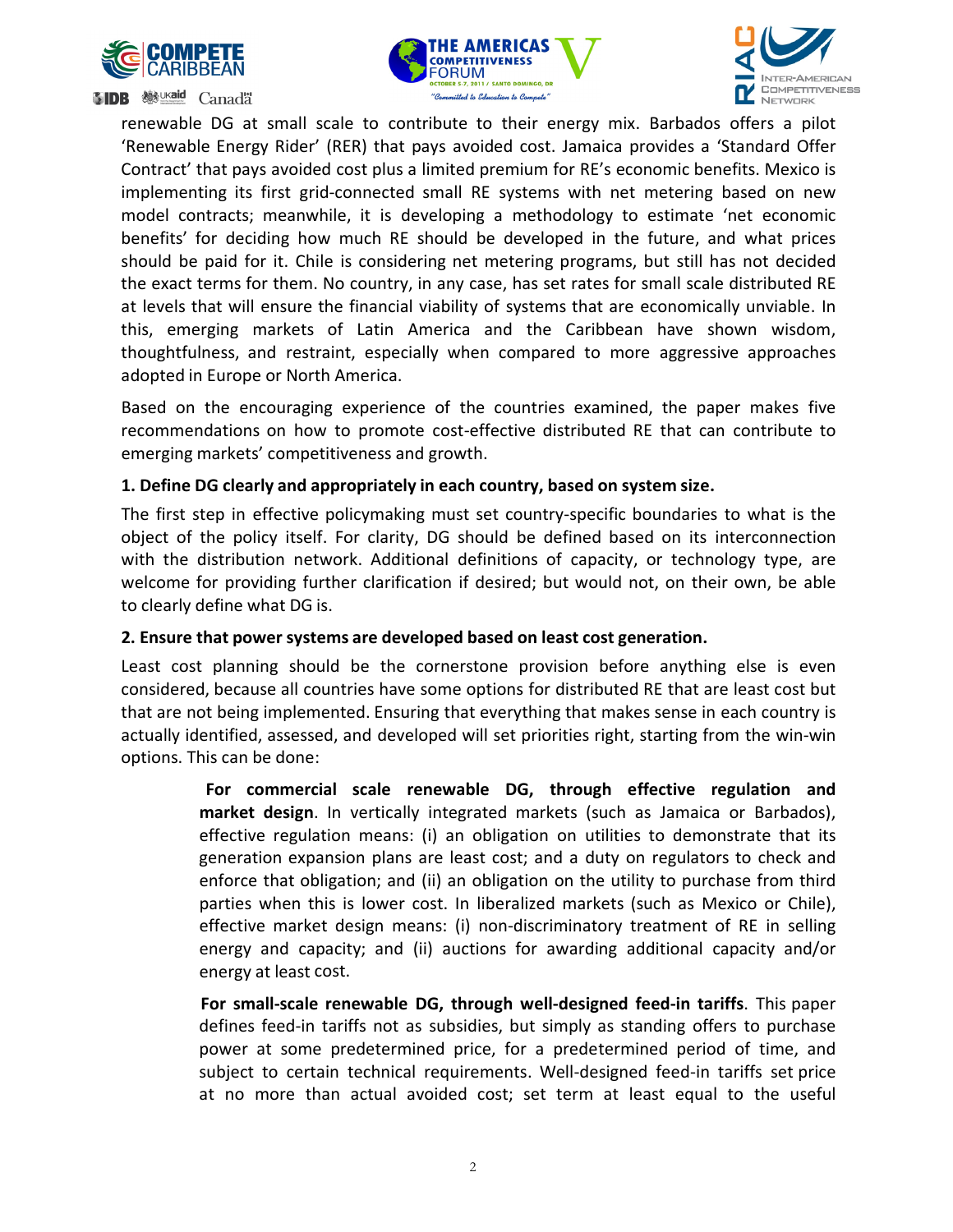renewable DG at small scale to contribute to their energy mix. Barbados offers a pilot 'Renewable Energy Rider' (RER) that pays avoided cost. Jamaica provides a 'Standard Offer Contract' that pays avoided cost plus a limited premium for RE's economic benefits. Mexico is implementing its first grid-connected small RE systems with net metering based on new model contracts; meanwhile, it is developing a methodology to estimate 'net economic benefits' for deciding how much RE should be developed in the future, and what prices should be paid for it. Chile is considering net metering programs, but still has not decided the exact terms for them. No country, in any case, has set rates for small scale distributed RE at levels that will ensure the financial viability of systems that are economically unviable. In this, emerging markets of Latin America and the Caribbean have shown wisdom, thoughtfulness, and restraint, especially when compared to more aggressive approaches adopted in Europe or North America.

Based on the encouraging experience of the countries examined, the paper makes five recommendations on how to promote cost-effective distributed RE that can contribute to emerging markets' competitiveness and growth.

**1. Define DG clearly and appropriately in each country, based on system size.**

The first step in effective policymaking must set country-specific boundaries to what is the object of the policy itself. For clarity, DG should be defined based on its interconnection with the distribution network. Additional definitions of capacity, or technology type, are welcome for providing further clarification if desired; but would not, on their own, be able to clearly define what DG is.

**2. Ensure that power systems are developed based on least cost generation.**

Least cost planning should be the cornerstone provision before anything else is even considered, because all countries have some options for distributed RE that are least cost but that are not being implemented. Ensuring that everything that makes sense in each country is actually identified, assessed, and developed will set priorities right, starting from the win-win options. This can be done:

**For commercial scale renewable DG, through effective regulation and market design**. In vertically integrated markets (such as Jamaica or Barbados), effective regulation means: (i) an obligation on utilities to demonstrate that its generation expansion plans are least cost; and a duty on regulators to check and enforce that obligation; and (ii) an obligation on the utility to purchase from third parties when this is lower cost. In liberalized markets (such as Mexico or Chile), effective market design means: (i) non-discriminatory treatment of RE in selling energy and capacity; and (ii) auctions for awarding additional capacity and/or energy at least cost.

**For small-scale renewable DG, through well-designed feed-in tariffs**. This paper defines feed-in tariffs not as subsidies, but simply as standing offers to purchase power at some predetermined price, for a predetermined period of time, and subject to certain technical requirements. Well-designed feed-in tariffs set price at no more than actual avoided cost; set term at least equal to the useful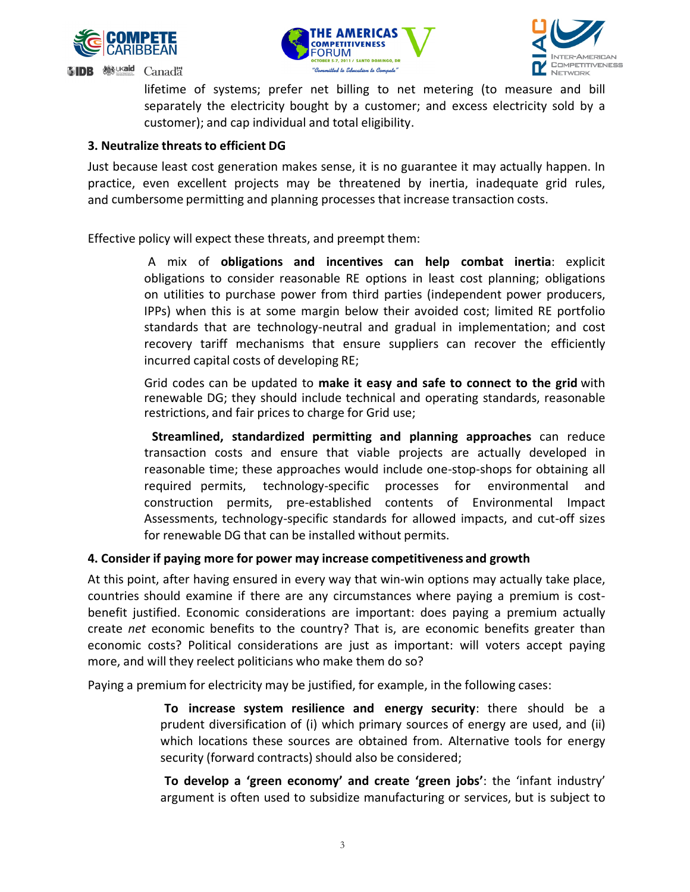lifetime of systems; prefer net billing to net metering (to measure and bill separately the electricity bought by a customer; and excess electricity sold by a customer); and cap individual and total eligibility.

**3. Neutralize threats to efficient DG**

Just because least cost generation makes sense, it is no guarantee it may actually happen. In practice, even excellent projects may be threatened by inertia, inadequate grid rules, and cumbersome permitting and planning processes that increase transaction costs.

Effective policy will expect these threats, and preempt them:

- A mix of **obligations and incentives can help combat inertia**: explicit obligations to consider reasonable RE options in least cost planning; obligations on utilities to purchase power from third parties (independent power producers, IPPs) when this is at some margin below their avoided cost; limited RE portfolio standards that are technology-neutral and gradual in implementation; and cost recovery tariff mechanisms that ensure suppliers can recover the efficiently incurred capital costs of developing RE;

- Grid codes can be updated to **make it easy and safe to connect to the grid** with renewable DG; they should include technical and operating standards, reasonable restrictions, and fair prices to charge for Grid use;

- **Streamlined, standardized permitting and planning approaches** can reduce transaction costs and ensure that viable projects are actually developed in reasonable time; these approaches would include one-stop-shops for obtaining all required permits, technology-specific processes for environmental and construction permits, pre-established contents of Environmental Impact Assessments, technology-specific standards for allowed impacts, and cut-off sizes for renewable DG that can be installed without permits.

**4. Consider if paying more for power may increase competitiveness and growth**

At this point, after having ensured in every way that win-win options may actually take place, countries should examine if there are any circumstances where paying a premium is cost-benefit justified. Economic considerations are important: does paying a premium actually create *net* economic benefits to the country? That is, are economic benefits greater than economic costs? Political considerations are just as important: will voters accept paying more, and will they reelect politicians who make them do so?

Paying a premium for electricity may be justified, for example, in the following cases:

- **To increase system resilience and energy security**: there should be a prudent diversification of (i) which primary sources of energy are used, and (ii) which locations these sources are obtained from. Alternative tools for energy security (forward contracts) should also be considered;

- **To develop a 'green economy' and create 'green jobs'**: the 'infant industry' argument is often used to subsidize manufacturing or services, but is subject to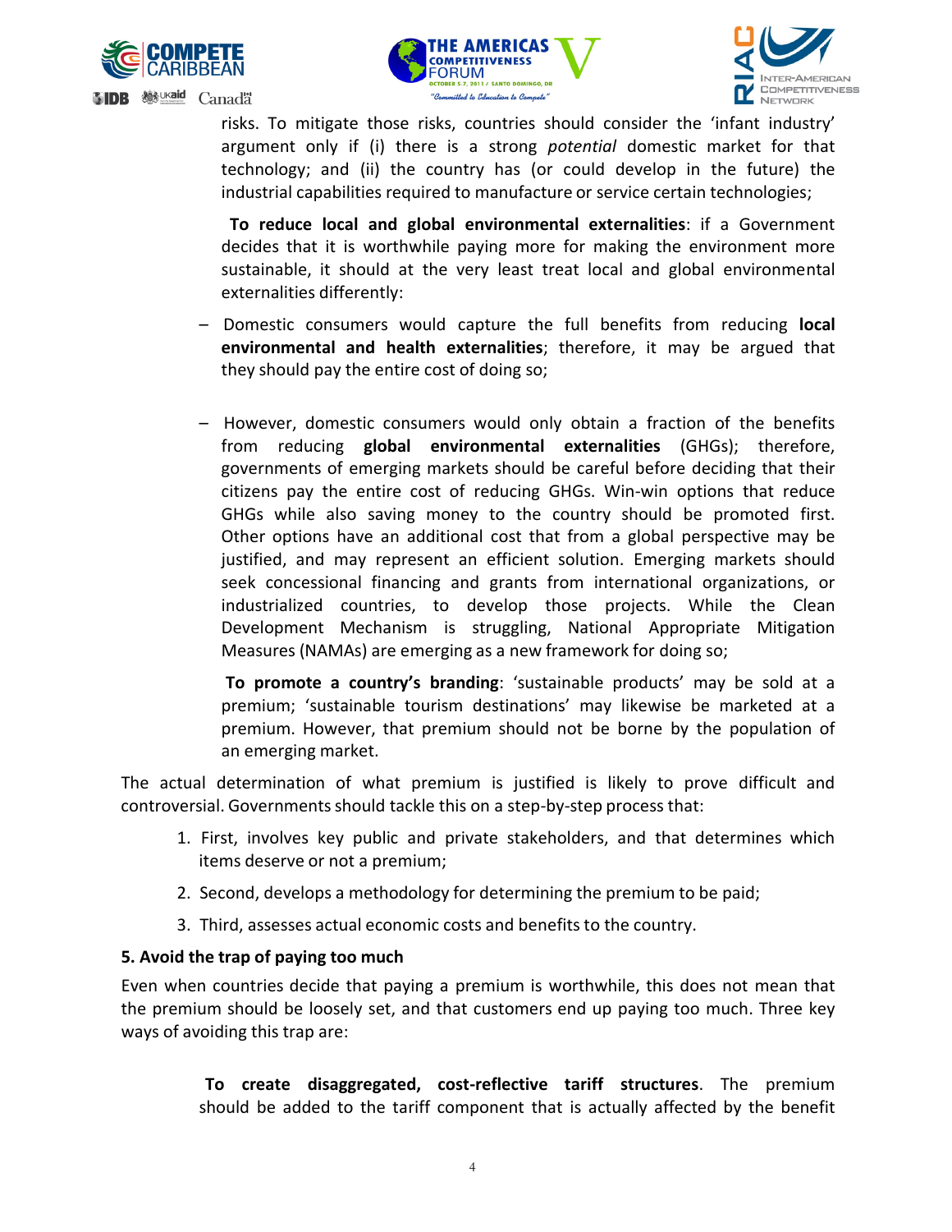risks. To mitigate those risks, countries should consider the 'infant industry' argument only if (i) there is a strong *potential* domestic market for that technology; and (ii) the country has (or could develop in the future) the industrial capabilities required to manufacture or service certain technologies;

**To reduce local and global environmental externalities**: if a Government decides that it is worthwhile paying more for making the environment more sustainable, it should at the very least treat local and global environmental externalities differently:

- Domestic consumers would capture the full benefits from reducing **local environmental and health externalities**; therefore, it may be argued that they should pay the entire cost of doing so;

- However, domestic consumers would only obtain a fraction of the benefits from reducing **global environmental externalities** (GHGs); therefore, governments of emerging markets should be careful before deciding that their citizens pay the entire cost of reducing GHGs. Win-win options that reduce GHGs while also saving money to the country should be promoted first. Other options have an additional cost that from a global perspective may be justified, and may represent an efficient solution. Emerging markets should seek concessional financing and grants from international organizations, or industrialized countries, to develop those projects. While the Clean Development Mechanism is struggling, National Appropriate Mitigation Measures (NAMAs) are emerging as a new framework for doing so;

**To promote a country's branding**: 'sustainable products' may be sold at a premium; 'sustainable tourism destinations' may likewise be marketed at a premium. However, that premium should not be borne by the population of an emerging market.

The actual determination of what premium is justified is likely to prove difficult and controversial. Governments should tackle this on a step-by-step process that:

1. First, involves key public and private stakeholders, and that determines which items deserve or not a premium;
2. Second, develops a methodology for determining the premium to be paid;
3. Third, assesses actual economic costs and benefits to the country.

**5. Avoid the trap of paying too much**

Even when countries decide that paying a premium is worthwhile, this does not mean that the premium should be loosely set, and that customers end up paying too much. Three key ways of avoiding this trap are:

**To create disaggregated, cost-reflective tariff structures**. The premium should be added to the tariff component that is actually affected by the benefit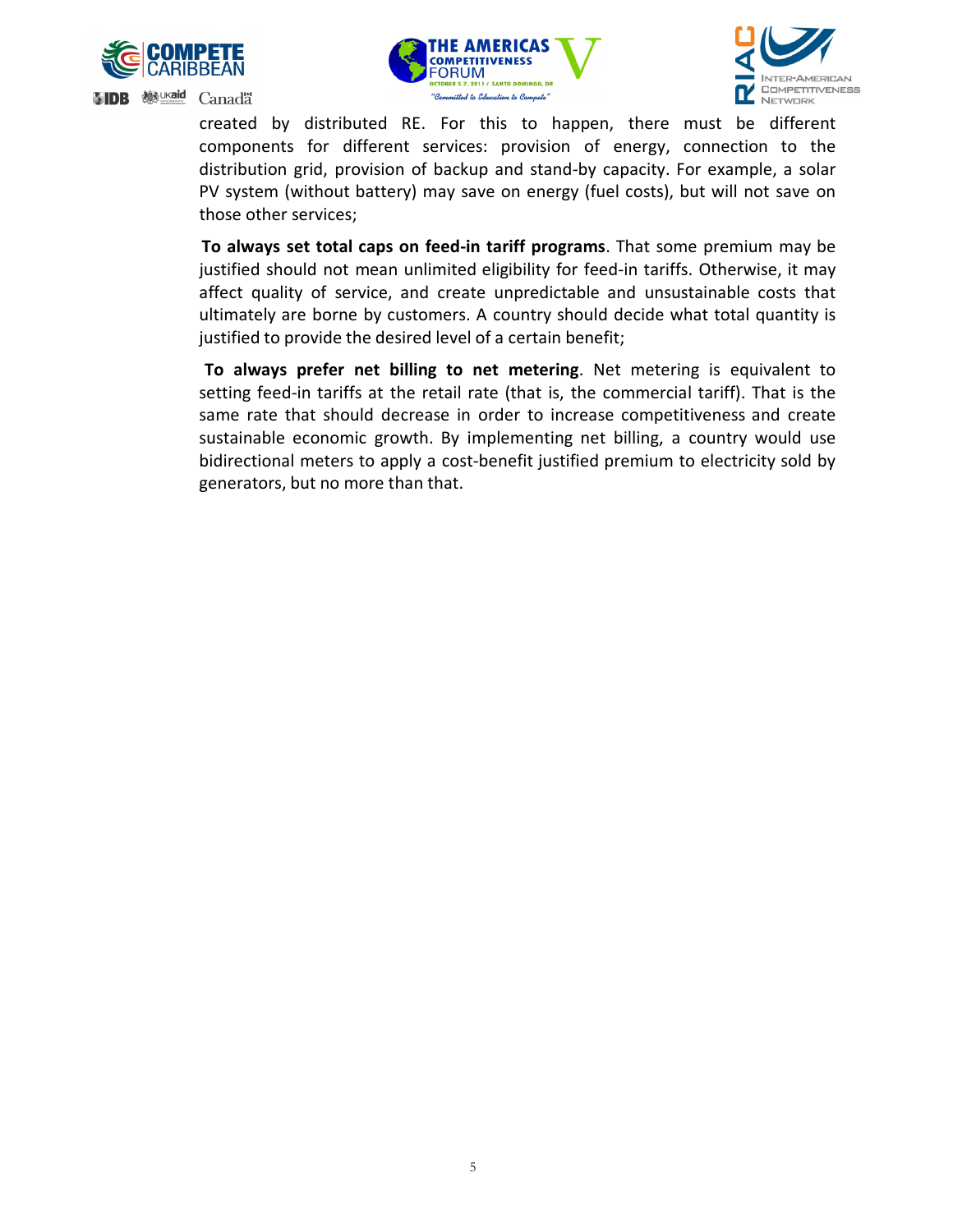created by distributed RE. For this to happen, there must be different components for different services: provision of energy, connection to the distribution grid, provision of backup and stand-by capacity. For example, a solar PV system (without battery) may save on energy (fuel costs), but will not save on those other services;

**To always set total caps on feed-in tariff programs**. That some premium may be justified should not mean unlimited eligibility for feed-in tariffs. Otherwise, it may affect quality of service, and create unpredictable and unsustainable costs that ultimately are borne by customers. A country should decide what total quantity is justified to provide the desired level of a certain benefit;

**To always prefer net billing to net metering**. Net metering is equivalent to setting feed-in tariffs at the retail rate (that is, the commercial tariff). That is the same rate that should decrease in order to increase competitiveness and create sustainable economic growth. By implementing net billing, a country would use bidirectional meters to apply a cost-benefit justified premium to electricity sold by generators, but no more than that.